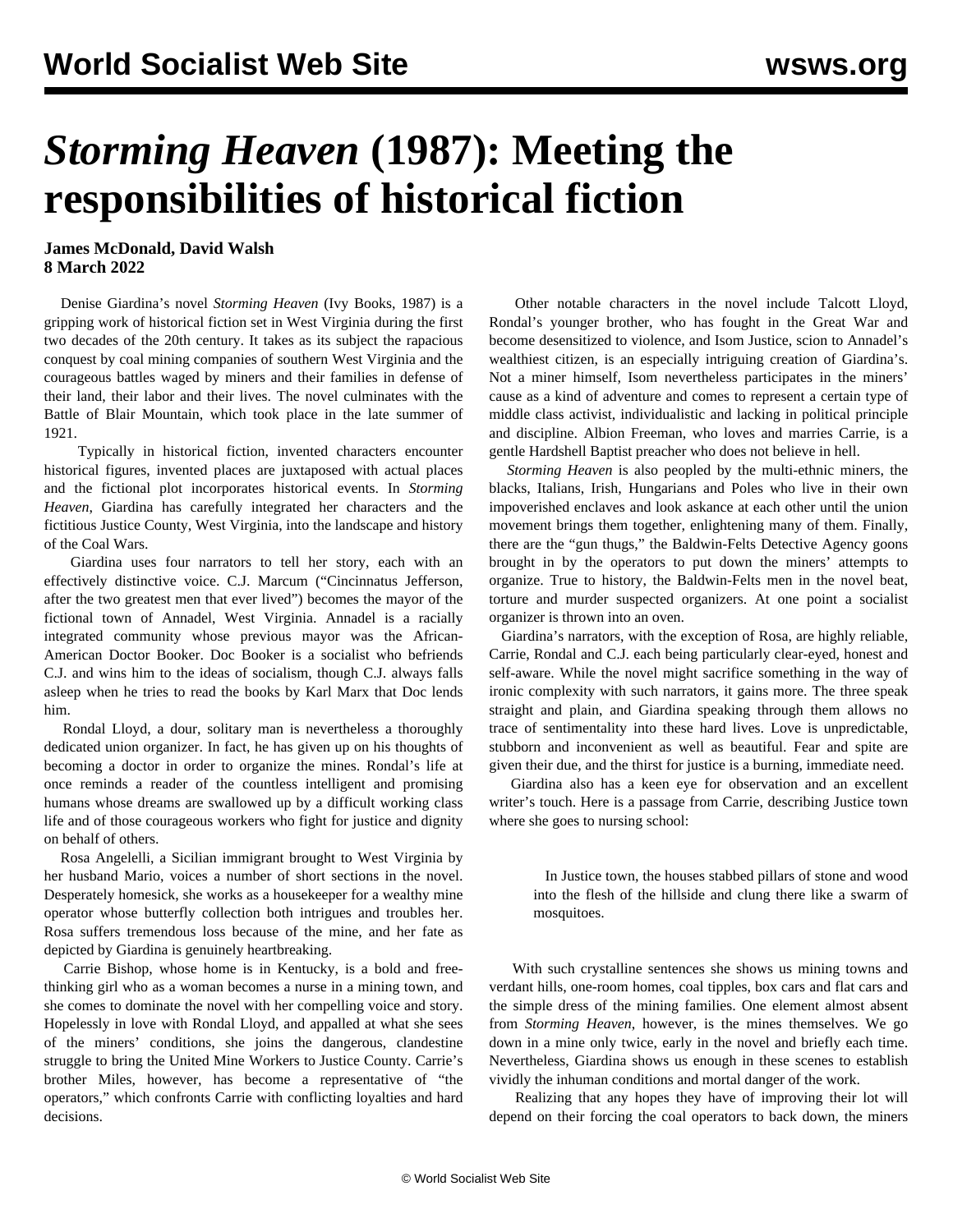# *Storming Heaven* (1987): Meeting the responsibilities of historical fiction

**James McDonald, David Walsh**
**8 March 2022**

Denise Giardina's novel *Storming Heaven* (Ivy Books, 1987) is a gripping work of historical fiction set in West Virginia during the first two decades of the 20th century. It takes as its subject the rapacious conquest by coal mining companies of southern West Virginia and the courageous battles waged by miners and their families in defense of their land, their labor and their lives. The novel culminates with the Battle of Blair Mountain, which took place in the late summer of 1921.

Typically in historical fiction, invented characters encounter historical figures, invented places are juxtaposed with actual places and the fictional plot incorporates historical events. In *Storming Heaven,* Giardina has carefully integrated her characters and the fictitious Justice County, West Virginia, into the landscape and history of the Coal Wars.

Giardina uses four narrators to tell her story, each with an effectively distinctive voice. C.J. Marcum ("Cincinnatus Jefferson, after the two greatest men that ever lived") becomes the mayor of the fictional town of Annadel, West Virginia. Annadel is a racially integrated community whose previous mayor was the African-American Doctor Booker. Doc Booker is a socialist who befriends C.J. and wins him to the ideas of socialism, though C.J. always falls asleep when he tries to read the books by Karl Marx that Doc lends him.

Rondal Lloyd, a dour, solitary man is nevertheless a thoroughly dedicated union organizer. In fact, he has given up on his thoughts of becoming a doctor in order to organize the mines. Rondal's life at once reminds a reader of the countless intelligent and promising humans whose dreams are swallowed up by a difficult working class life and of those courageous workers who fight for justice and dignity on behalf of others.

Rosa Angelelli, a Sicilian immigrant brought to West Virginia by her husband Mario, voices a number of short sections in the novel. Desperately homesick, she works as a housekeeper for a wealthy mine operator whose butterfly collection both intrigues and troubles her. Rosa suffers tremendous loss because of the mine, and her fate as depicted by Giardina is genuinely heartbreaking.

Carrie Bishop, whose home is in Kentucky, is a bold and free-thinking girl who as a woman becomes a nurse in a mining town, and she comes to dominate the novel with her compelling voice and story. Hopelessly in love with Rondal Lloyd, and appalled at what she sees of the miners' conditions, she joins the dangerous, clandestine struggle to bring the United Mine Workers to Justice County. Carrie's brother Miles, however, has become a representative of "the operators," which confronts Carrie with conflicting loyalties and hard decisions.

Other notable characters in the novel include Talcott Lloyd, Rondal's younger brother, who has fought in the Great War and become desensitized to violence, and Isom Justice, scion to Annadel's wealthiest citizen, is an especially intriguing creation of Giardina's. Not a miner himself, Isom nevertheless participates in the miners' cause as a kind of adventure and comes to represent a certain type of middle class activist, individualistic and lacking in political principle and discipline. Albion Freeman, who loves and marries Carrie, is a gentle Hardshell Baptist preacher who does not believe in hell.

*Storming Heaven* is also peopled by the multi-ethnic miners, the blacks, Italians, Irish, Hungarians and Poles who live in their own impoverished enclaves and look askance at each other until the union movement brings them together, enlightening many of them. Finally, there are the "gun thugs," the Baldwin-Felts Detective Agency goons brought in by the operators to put down the miners' attempts to organize. True to history, the Baldwin-Felts men in the novel beat, torture and murder suspected organizers. At one point a socialist organizer is thrown into an oven.

Giardina's narrators, with the exception of Rosa, are highly reliable, Carrie, Rondal and C.J. each being particularly clear-eyed, honest and self-aware. While the novel might sacrifice something in the way of ironic complexity with such narrators, it gains more. The three speak straight and plain, and Giardina speaking through them allows no trace of sentimentality into these hard lives. Love is unpredictable, stubborn and inconvenient as well as beautiful. Fear and spite are given their due, and the thirst for justice is a burning, immediate need.

Giardina also has a keen eye for observation and an excellent writer's touch. Here is a passage from Carrie, describing Justice town where she goes to nursing school:

> In Justice town, the houses stabbed pillars of stone and wood into the flesh of the hillside and clung there like a swarm of mosquitoes.

With such crystalline sentences she shows us mining towns and verdant hills, one-room homes, coal tipples, box cars and flat cars and the simple dress of the mining families. One element almost absent from *Storming Heaven*, however, is the mines themselves. We go down in a mine only twice, early in the novel and briefly each time. Nevertheless, Giardina shows us enough in these scenes to establish vividly the inhuman conditions and mortal danger of the work.

Realizing that any hopes they have of improving their lot will depend on their forcing the coal operators to back down, the miners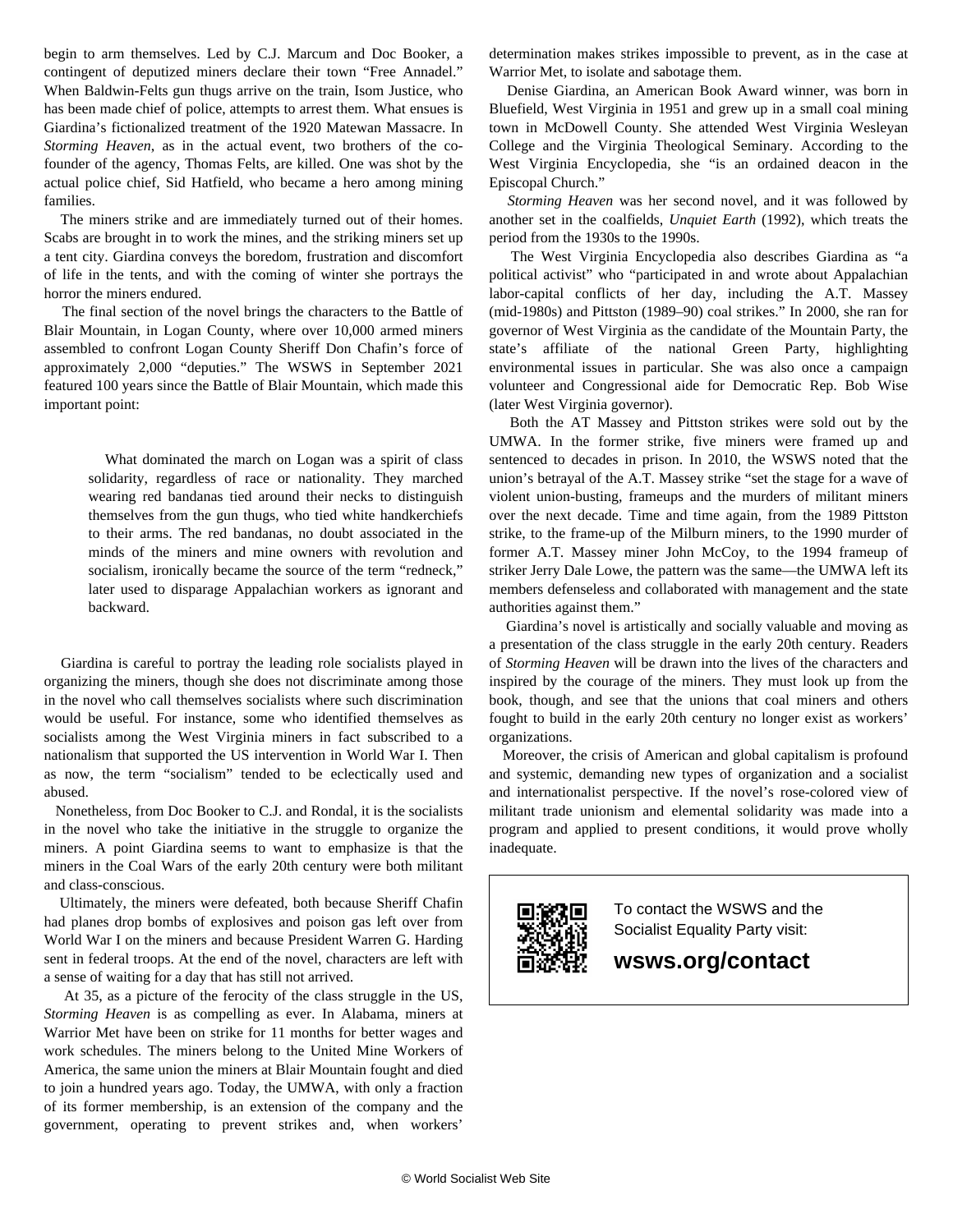begin to arm themselves. Led by C.J. Marcum and Doc Booker, a contingent of deputized miners declare their town "Free Annadel." When Baldwin-Felts gun thugs arrive on the train, Isom Justice, who has been made chief of police, attempts to arrest them. What ensues is Giardina's fictionalized treatment of the 1920 Matewan Massacre. In *Storming Heaven*, as in the actual event, two brothers of the co-founder of the agency, Thomas Felts, are killed. One was shot by the actual police chief, Sid Hatfield, who became a hero among mining families.

The miners strike and are immediately turned out of their homes. Scabs are brought in to work the mines, and the striking miners set up a tent city. Giardina conveys the boredom, frustration and discomfort of life in the tents, and with the coming of winter she portrays the horror the miners endured.

The final section of the novel brings the characters to the Battle of Blair Mountain, in Logan County, where over 10,000 armed miners assembled to confront Logan County Sheriff Don Chafin's force of approximately 2,000 "deputies." The WSWS in September 2021 featured 100 years since the Battle of Blair Mountain, which made this important point:

> What dominated the march on Logan was a spirit of class solidarity, regardless of race or nationality. They marched wearing red bandanas tied around their necks to distinguish themselves from the gun thugs, who tied white handkerchiefs to their arms. The red bandanas, no doubt associated in the minds of the miners and mine owners with revolution and socialism, ironically became the source of the term "redneck," later used to disparage Appalachian workers as ignorant and backward.

Giardina is careful to portray the leading role socialists played in organizing the miners, though she does not discriminate among those in the novel who call themselves socialists where such discrimination would be useful. For instance, some who identified themselves as socialists among the West Virginia miners in fact subscribed to a nationalism that supported the US intervention in World War I. Then as now, the term "socialism" tended to be eclectically used and abused.

Nonetheless, from Doc Booker to C.J. and Rondal, it is the socialists in the novel who take the initiative in the struggle to organize the miners. A point Giardina seems to want to emphasize is that the miners in the Coal Wars of the early 20th century were both militant and class-conscious.

Ultimately, the miners were defeated, both because Sheriff Chafin had planes drop bombs of explosives and poison gas left over from World War I on the miners and because President Warren G. Harding sent in federal troops. At the end of the novel, characters are left with a sense of waiting for a day that has still not arrived.

At 35, as a picture of the ferocity of the class struggle in the US, *Storming Heaven* is as compelling as ever. In Alabama, miners at Warrior Met have been on strike for 11 months for better wages and work schedules. The miners belong to the United Mine Workers of America, the same union the miners at Blair Mountain fought and died to join a hundred years ago. Today, the UMWA, with only a fraction of its former membership, is an extension of the company and the government, operating to prevent strikes and, when workers' determination makes strikes impossible to prevent, as in the case at Warrior Met, to isolate and sabotage them.

Denise Giardina, an American Book Award winner, was born in Bluefield, West Virginia in 1951 and grew up in a small coal mining town in McDowell County. She attended West Virginia Wesleyan College and the Virginia Theological Seminary. According to the West Virginia Encyclopedia, she "is an ordained deacon in the Episcopal Church."

*Storming Heaven* was her second novel, and it was followed by another set in the coalfields, *Unquiet Earth* (1992), which treats the period from the 1930s to the 1990s.

The West Virginia Encyclopedia also describes Giardina as "a political activist" who "participated in and wrote about Appalachian labor-capital conflicts of her day, including the A.T. Massey (mid-1980s) and Pittston (1989–90) coal strikes." In 2000, she ran for governor of West Virginia as the candidate of the Mountain Party, the state's affiliate of the national Green Party, highlighting environmental issues in particular. She was also once a campaign volunteer and Congressional aide for Democratic Rep. Bob Wise (later West Virginia governor).

Both the AT Massey and Pittston strikes were sold out by the UMWA. In the former strike, five miners were framed up and sentenced to decades in prison. In 2010, the WSWS noted that the union's betrayal of the A.T. Massey strike "set the stage for a wave of violent union-busting, frameups and the murders of militant miners over the next decade. Time and time again, from the 1989 Pittston strike, to the frame-up of the Milburn miners, to the 1990 murder of former A.T. Massey miner John McCoy, to the 1994 frameup of striker Jerry Dale Lowe, the pattern was the same—the UMWA left its members defenseless and collaborated with management and the state authorities against them."

Giardina's novel is artistically and socially valuable and moving as a presentation of the class struggle in the early 20th century. Readers of *Storming Heaven* will be drawn into the lives of the characters and inspired by the courage of the miners. They must look up from the book, though, and see that the unions that coal miners and others fought to build in the early 20th century no longer exist as workers' organizations.

Moreover, the crisis of American and global capitalism is profound and systemic, demanding new types of organization and a socialist and internationalist perspective. If the novel's rose-colored view of militant trade unionism and elemental solidarity was made into a program and applied to present conditions, it would prove wholly inadequate.

To contact the WSWS and the Socialist Equality Party visit:

**wsws.org/contact**